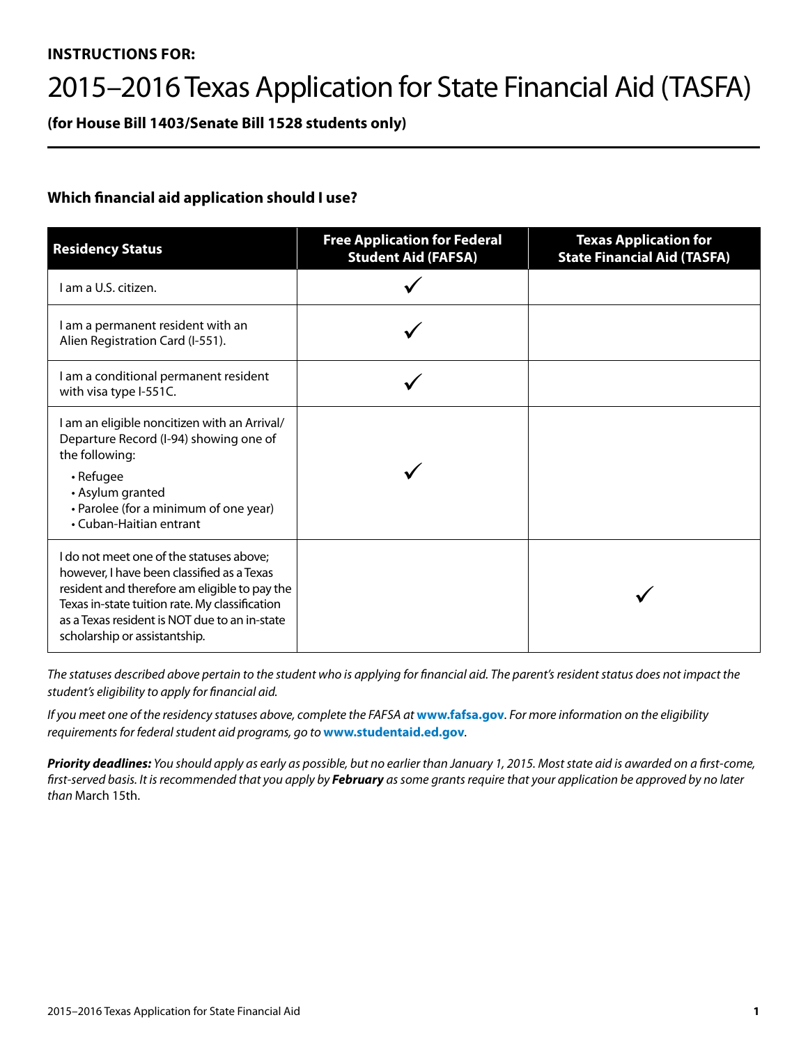**INSTRUCTIONS FOR:**

# 2015–2016 Texas Application for State Financial Aid (TASFA)

**(for House Bill 1403/Senate Bill 1528 students only)**

### Which financial aid application should I use?

| Residency Status | Free Application for Federal Student Aid (FAFSA) | Texas Application for State Financial Aid (TASFA) |
|---|---|---|
| I am a U.S. citizen. | ✓ | |
| I am a permanent resident with an Alien Registration Card (I-551). | ✓ | |
| I am a conditional permanent resident with visa type I-551C. | ✓ | |
| I am an eligible noncitizen with an Arrival/ Departure Record (I-94) showing one of the following:<br>• Refugee<br>• Asylum granted<br>• Parolee (for a minimum of one year)<br>• Cuban-Haitian entrant | ✓ | |
| I do not meet one of the statuses above; however, I have been classified as a Texas resident and therefore am eligible to pay the Texas in-state tuition rate. My classification as a Texas resident is NOT due to an in-state scholarship or assistantship. | | ✓ |

*The statuses described above pertain to the student who is applying for financial aid. The parent's resident status does not impact the student's eligibility to apply for financial aid.*

*If you meet one of the residency statuses above, complete the FAFSA at* **www.fafsa.gov**. *For more information on the eligibility requirements for federal student aid programs, go to* **www.studentaid.ed.gov**.

***Priority deadlines:*** *You should apply as early as possible, but no earlier than January 1, 2015. Most state aid is awarded on a first-come, first-served basis. It is recommended that you apply by* ***February*** *as some grants require that your application be approved by no later than* March 15th.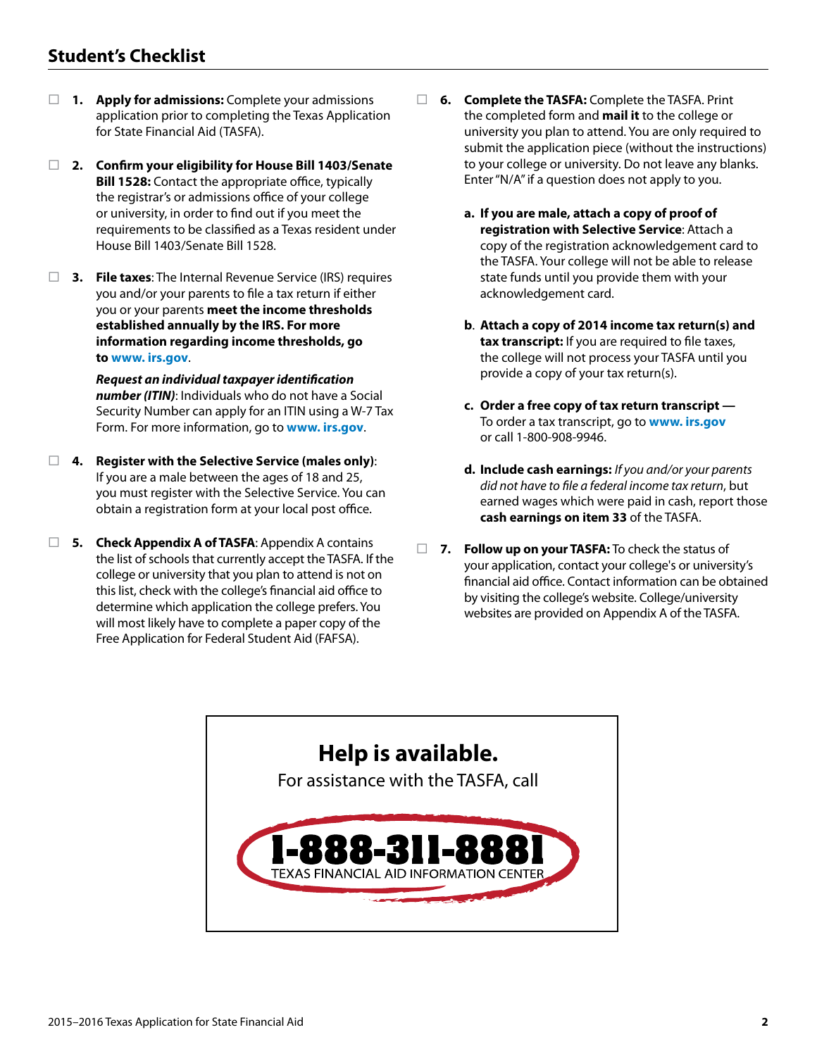## Student's Checklist

- ☐ **1. Apply for admissions:** Complete your admissions application prior to completing the Texas Application for State Financial Aid (TASFA).

- ☐ **2. Confirm your eligibility for House Bill 1403/Senate Bill 1528:** Contact the appropriate office, typically the registrar's or admissions office of your college or university, in order to find out if you meet the requirements to be classified as a Texas resident under House Bill 1403/Senate Bill 1528.

- ☐ **3. File taxes**: The Internal Revenue Service (IRS) requires you and/or your parents to file a tax return if either you or your parents **meet the income thresholds established annually by the IRS. For more information regarding income thresholds, go to www. irs.gov**.

  ***Request an individual taxpayer identification number (ITIN)***: Individuals who do not have a Social Security Number can apply for an ITIN using a W-7 Tax Form. For more information, go to **www. irs.gov**.

- ☐ **4. Register with the Selective Service (males only)**: If you are a male between the ages of 18 and 25, you must register with the Selective Service. You can obtain a registration form at your local post office.

- ☐ **5. Check Appendix A of TASFA**: Appendix A contains the list of schools that currently accept the TASFA. If the college or university that you plan to attend is not on this list, check with the college's financial aid office to determine which application the college prefers. You will most likely have to complete a paper copy of the Free Application for Federal Student Aid (FAFSA).

- ☐ **6. Complete the TASFA:** Complete the TASFA. Print the completed form and **mail it** to the college or university you plan to attend. You are only required to submit the application piece (without the instructions) to your college or university. Do not leave any blanks. Enter "N/A" if a question does not apply to you.

  - **a. If you are male, attach a copy of proof of registration with Selective Service**: Attach a copy of the registration acknowledgement card to the TASFA. Your college will not be able to release state funds until you provide them with your acknowledgement card.

  - **b. Attach a copy of 2014 income tax return(s) and tax transcript:** If you are required to file taxes, the college will not process your TASFA until you provide a copy of your tax return(s).

  - **c. Order a free copy of tax return transcript —** To order a tax transcript, go to **www. irs.gov** or call 1-800-908-9946.

  - **d. Include cash earnings:** *If you and/or your parents did not have to file a federal income tax return*, but earned wages which were paid in cash, report those **cash earnings on item 33** of the TASFA.

- ☐ **7. Follow up on your TASFA:** To check the status of your application, contact your college's or university's financial aid office. Contact information can be obtained by visiting the college's website. College/university websites are provided on Appendix A of the TASFA.

---

**Help is available.**

For assistance with the TASFA, call

**1-888-311-8881**

TEXAS FINANCIAL AID INFORMATION CENTER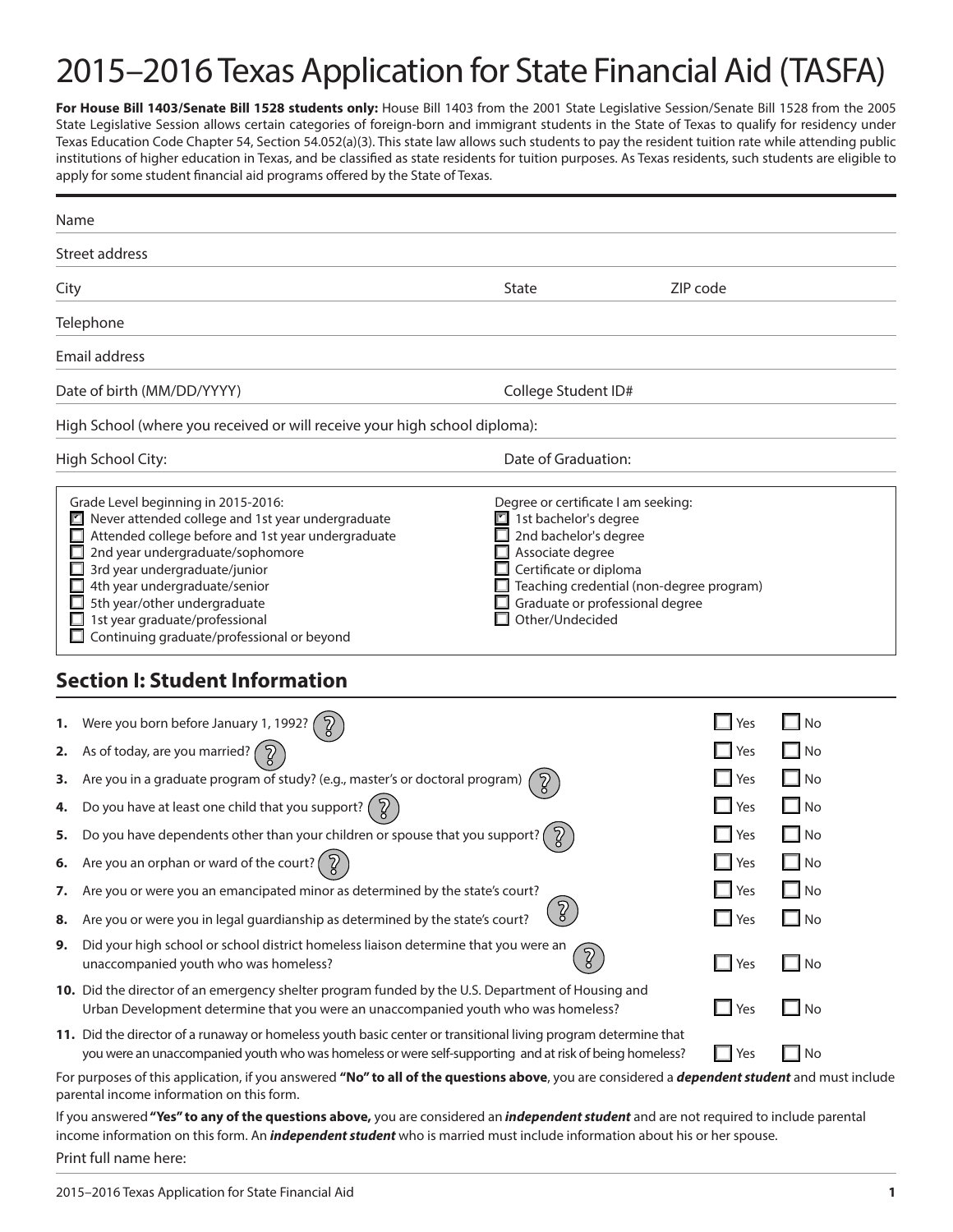# 2015–2016 Texas Application for State Financial Aid (TASFA)

**For House Bill 1403/Senate Bill 1528 students only:** House Bill 1403 from the 2001 State Legislative Session/Senate Bill 1528 from the 2005 State Legislative Session allows certain categories of foreign-born and immigrant students in the State of Texas to qualify for residency under Texas Education Code Chapter 54, Section 54.052(a)(3). This state law allows such students to pay the resident tuition rate while attending public institutions of higher education in Texas, and be classified as state residents for tuition purposes. As Texas residents, such students are eligible to apply for some student financial aid programs offered by the State of Texas.

Name

Street address

City　　　State　　　ZIP code

Telephone

Email address

Date of birth (MM/DD/YYYY)　　　College Student ID#

High School (where you received or will receive your high school diploma):

High School City:　　　Date of Graduation:

Grade Level beginning in 2015-2016:
- [x] Never attended college and 1st year undergraduate
- [ ] Attended college before and 1st year undergraduate
- [ ] 2nd year undergraduate/sophomore
- [ ] 3rd year undergraduate/junior
- [ ] 4th year undergraduate/senior
- [ ] 5th year/other undergraduate
- [ ] 1st year graduate/professional
- [ ] Continuing graduate/professional or beyond

Degree or certificate I am seeking:
- [x] 1st bachelor's degree
- [ ] 2nd bachelor's degree
- [ ] Associate degree
- [ ] Certificate or diploma
- [ ] Teaching credential (non-degree program)
- [ ] Graduate or professional degree
- [ ] Other/Undecided

## Section I: Student Information

1. Were you born before January 1, 1992? ☐ Yes ☐ No
2. As of today, are you married? ☐ Yes ☐ No
3. Are you in a graduate program of study? (e.g., master's or doctoral program) ☐ Yes ☐ No
4. Do you have at least one child that you support? ☐ Yes ☐ No
5. Do you have dependents other than your children or spouse that you support? ☐ Yes ☐ No
6. Are you an orphan or ward of the court? ☐ Yes ☐ No
7. Are you or were you an emancipated minor as determined by the state's court? ☐ Yes ☐ No
8. Are you or were you in legal guardianship as determined by the state's court? ☐ Yes ☐ No
9. Did your high school or school district homeless liaison determine that you were an unaccompanied youth who was homeless? ☐ Yes ☐ No
10. Did the director of an emergency shelter program funded by the U.S. Department of Housing and Urban Development determine that you were an unaccompanied youth who was homeless? ☐ Yes ☐ No
11. Did the director of a runaway or homeless youth basic center or transitional living program determine that you were an unaccompanied youth who was homeless or were self-supporting and at risk of being homeless? ☐ Yes ☐ No

For purposes of this application, if you answered **"No" to all of the questions above**, you are considered a ***dependent student*** and must include parental income information on this form.

If you answered **"Yes" to any of the questions above,** you are considered an ***independent student*** and are not required to include parental income information on this form. An ***independent student*** who is married must include information about his or her spouse.

Print full name here: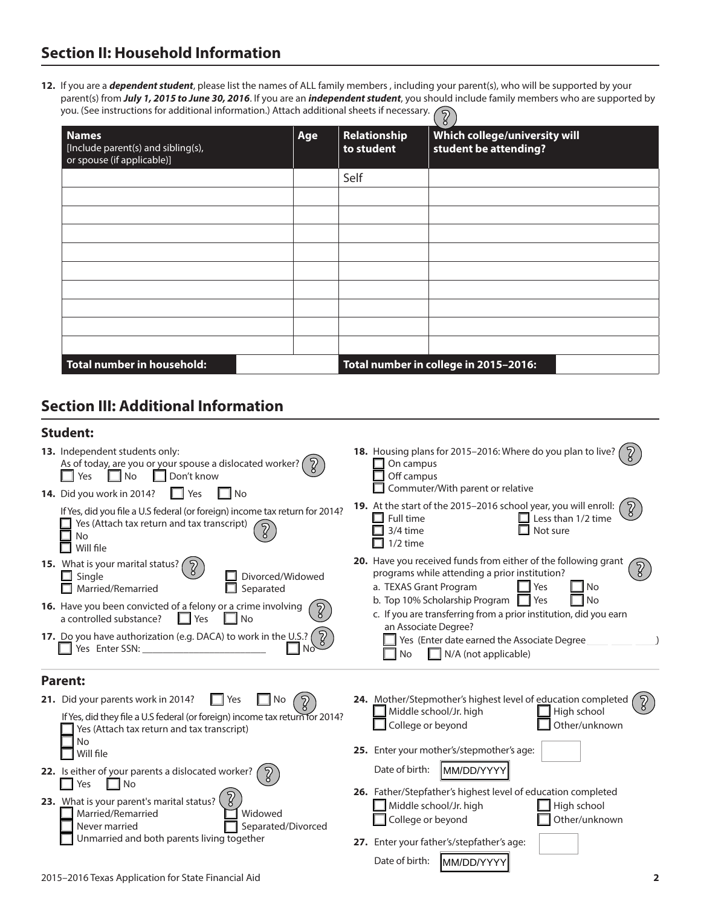## Section II: Household Information

**12.** If you are a ***dependent student***, please list the names of ALL family members , including your parent(s), who will be supported by your parent(s) from ***July 1, 2015 to June 30, 2016***. If you are an ***independent student***, you should include family members who are supported by you. (See instructions for additional information.) Attach additional sheets if necessary.

| **Names** [Include parent(s) and sibling(s), or spouse (if applicable)] | **Age** | **Relationship to student** | **Which college/university will student be attending?** |
|---|---|---|---|
| | | Self | |
| | | | |
| | | | |
| | | | |
| | | | |
| | | | |
| | | | |
| | | | |
| | | | |
| | | | |
| **Total number in household:** | | **Total number in college in 2015–2016:** | |

## Section III: Additional Information

### Student:

**13.** Independent students only:
As of today, are you or your spouse a dislocated worker?
☐ Yes ☐ No ☐ Don't know

**14.** Did you work in 2014? ☐ Yes ☐ No

If Yes, did you file a U.S federal (or foreign) income tax return for 2014?
☐ Yes (Attach tax return and tax transcript)
☐ No
☐ Will file

**15.** What is your marital status?
☐ Single ☐ Divorced/Widowed
☐ Married/Remarried ☐ Separated

**16.** Have you been convicted of a felony or a crime involving a controlled substance? ☐ Yes ☐ No

**17.** Do you have authorization (e.g. DACA) to work in the U.S.?
☐ Yes Enter SSN: ________________________ ☐ No

**18.** Housing plans for 2015–2016: Where do you plan to live?
☐ On campus
☐ Off campus
☐ Commuter/With parent or relative

**19.** At the start of the 2015–2016 school year, you will enroll:
☐ Full time ☐ Less than 1/2 time
☐ 3/4 time ☐ Not sure
☐ 1/2 time

**20.** Have you received funds from either of the following grant programs while attending a prior institution?
a. TEXAS Grant Program ☐ Yes ☐ No
b. Top 10% Scholarship Program ☐ Yes ☐ No
c. If you are transferring from a prior institution, did you earn an Associate Degree?
☐ Yes (Enter date earned the Associate Degree ____ ____ ____)
☐ No ☐ N/A (not applicable)

### Parent:

**21.** Did your parents work in 2014? ☐ Yes ☐ No

If Yes, did they file a U.S federal (or foreign) income tax return for 2014?
☐ Yes (Attach tax return and tax transcript)
☐ No
☐ Will file

**22.** Is either of your parents a dislocated worker?
☐ Yes ☐ No

**23.** What is your parent's marital status?
☐ Married/Remarried ☐ Widowed
☐ Never married ☐ Separated/Divorced
☐ Unmarried and both parents living together

**24.** Mother/Stepmother's highest level of education completed
☐ Middle school/Jr. high ☐ High school
☐ College or beyond ☐ Other/unknown

**25.** Enter your mother's/stepmother's age: ______

Date of birth: MM/DD/YYYY

**26.** Father/Stepfather's highest level of education completed
☐ Middle school/Jr. high ☐ High school
☐ College or beyond ☐ Other/unknown

**27.** Enter your father's/stepfather's age: ______

Date of birth: MM/DD/YYYY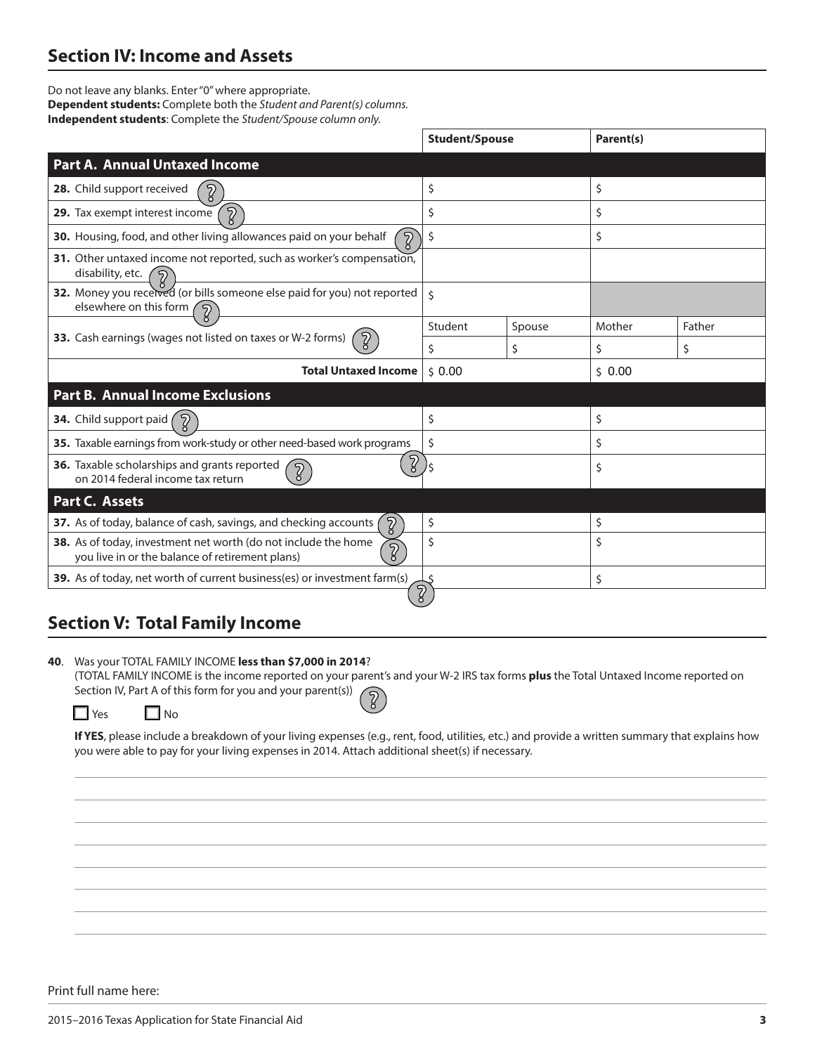## Section IV: Income and Assets

Do not leave any blanks. Enter "0" where appropriate.
**Dependent students:** Complete both the *Student and Parent(s) columns.*
**Independent students**: Complete the *Student/Spouse column only.*

| | Student/Spouse | | Parent(s) | |
|---|---|---|---|---|
| **Part A. Annual Untaxed Income** | | | | |
| **28.** Child support received | $ | | $ | |
| **29.** Tax exempt interest income | $ | | $ | |
| **30.** Housing, food, and other living allowances paid on your behalf | $ | | $ | |
| **31.** Other untaxed income not reported, such as worker's compensation, disability, etc. | | | | |
| **32.** Money you received (or bills someone else paid for you) not reported elsewhere on this form | $ | | | |
| **33.** Cash earnings (wages not listed on taxes or W-2 forms) | Student | Spouse | Mother | Father |
| | $ | $ | $ | $ |
| **Total Untaxed Income** | $ 0.00 | | $ 0.00 | |
| **Part B. Annual Income Exclusions** | | | | |
| **34.** Child support paid | $ | | $ | |
| **35.** Taxable earnings from work-study or other need-based work programs | $ | | $ | |
| **36.** Taxable scholarships and grants reported on 2014 federal income tax return | $ | | $ | |
| **Part C. Assets** | | | | |
| **37.** As of today, balance of cash, savings, and checking accounts | $ | | $ | |
| **38.** As of today, investment net worth (do not include the home you live in or the balance of retirement plans) | $ | | $ | |
| **39.** As of today, net worth of current business(es) or investment farm(s) | $ | | $ | |

## Section V: Total Family Income

**40**. Was your TOTAL FAMILY INCOME **less than $7,000 in 2014**?
(TOTAL FAMILY INCOME is the income reported on your parent's and your W-2 IRS tax forms **plus** the Total Untaxed Income reported on Section IV, Part A of this form for you and your parent(s))

☐ Yes ☐ No

**If YES**, please include a breakdown of your living expenses (e.g., rent, food, utilities, etc.) and provide a written summary that explains how you were able to pay for your living expenses in 2014. Attach additional sheet(s) if necessary.

Print full name here:

2015–2016 Texas Application for State Financial Aid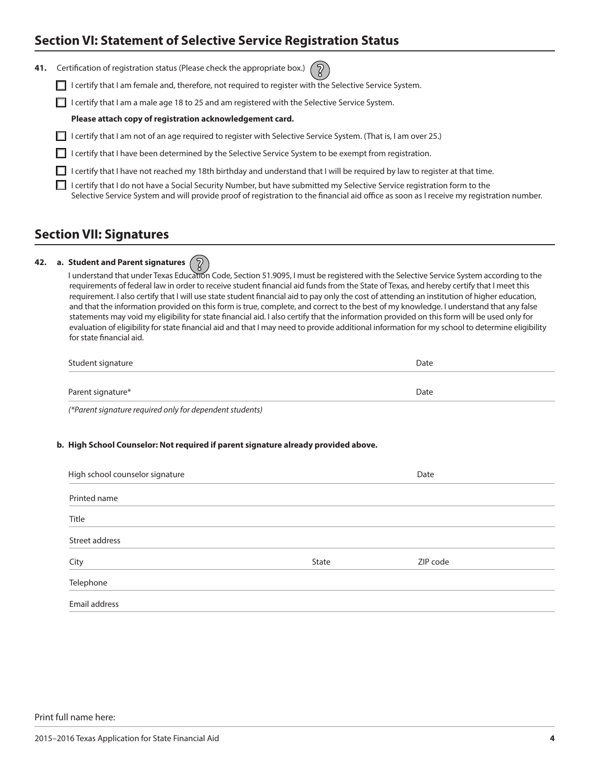## Section VI: Statement of Selective Service Registration Status

**41.** Certification of registration status (Please check the appropriate box.)

- ☐ I certify that I am female and, therefore, not required to register with the Selective Service System.
- ☐ I certify that I am a male age 18 to 25 and am registered with the Selective Service System.

  **Please attach copy of registration acknowledgement card.**
- ☐ I certify that I am not of an age required to register with Selective Service System. (That is, I am over 25.)
- ☐ I certify that I have been determined by the Selective Service System to be exempt from registration.
- ☐ I certify that I have not reached my 18th birthday and understand that I will be required by law to register at that time.
- ☐ I certify that I do not have a Social Security Number, but have submitted my Selective Service registration form to the Selective Service System and will provide proof of registration to the financial aid office as soon as I receive my registration number.

## Section VII: Signatures

**42. a. Student and Parent signatures**

I understand that under Texas Education Code, Section 51.9095, I must be registered with the Selective Service System according to the requirements of federal law in order to receive student financial aid funds from the State of Texas, and hereby certify that I meet this requirement. I also certify that I will use state student financial aid to pay only the cost of attending an institution of higher education, and that the information provided on this form is true, complete, and correct to the best of my knowledge. I understand that any false statements may void my eligibility for state financial aid. I also certify that the information provided on this form will be used only for evaluation of eligibility for state financial aid and that I may need to provide additional information for my school to determine eligibility for state financial aid.

Student signature ______________________ Date ____________

Parent signature* ______________________ Date ____________

*(\*Parent signature required only for dependent students)*

**b. High School Counselor: Not required if parent signature already provided above.**

High school counselor signature ______________________ Date ____________

Printed name ______________________

Title ______________________

Street address ______________________

City ____________ State ____________ ZIP code ____________

Telephone ______________________

Email address ______________________

Print full name here: ______________________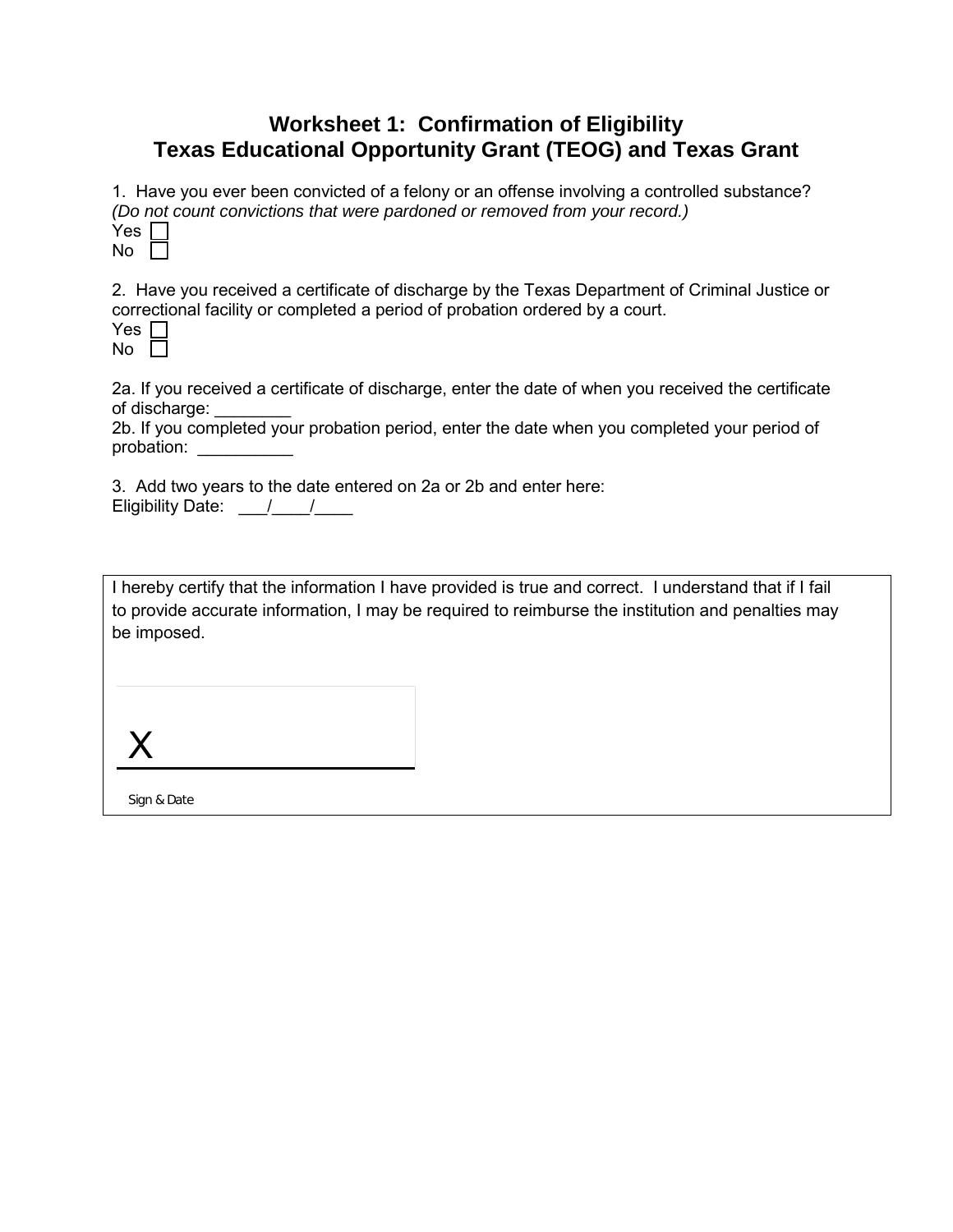# Worksheet 1: Confirmation of Eligibility
# Texas Educational Opportunity Grant (TEOG) and Texas Grant

1. Have you ever been convicted of a felony or an offense involving a controlled substance?
*(Do not count convictions that were pardoned or removed from your record.)*
Yes ☐
No ☐

2. Have you received a certificate of discharge by the Texas Department of Criminal Justice or correctional facility or completed a period of probation ordered by a court.
Yes ☐
No ☐

2a. If you received a certificate of discharge, enter the date of when you received the certificate of discharge: ________
2b. If you completed your probation period, enter the date when you completed your period of probation: __________

3. Add two years to the date entered on 2a or 2b and enter here:
Eligibility Date: ___/____/____

I hereby certify that the information I have provided is true and correct. I understand that if I fail to provide accurate information, I may be required to reimburse the institution and penalties may be imposed.

X ______________________

Sign & Date